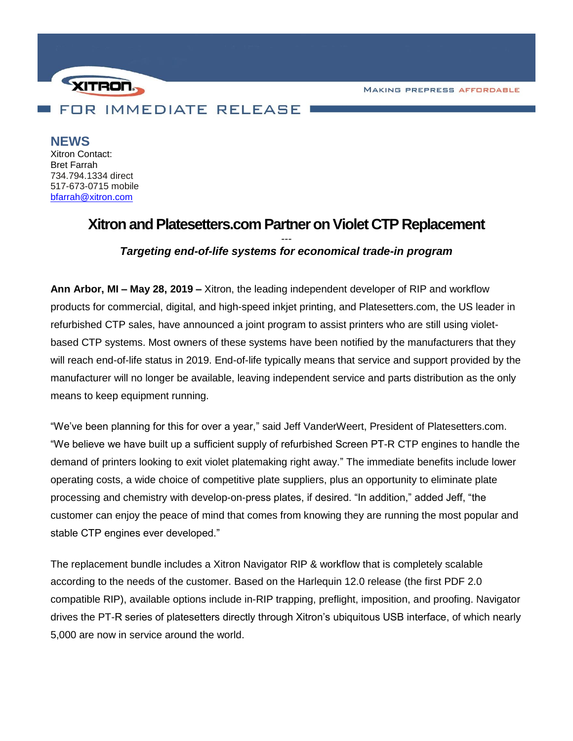XITRON

MAKING PREPRESS AFFORDABLE

FOR IMMEDIATE RELEASE

**NEWS**

Xitron Contact:
Bret Farrah
734.794.1334 direct
517-673-0715 mobile
[bfarrah@xitron.com](mailto:bfarrah@xitron.com)

# Xitron and Platesetters.com Partner on Violet CTP Replacement

---

***Targeting end-of-life systems for economical trade-in program***

**Ann Arbor, MI – May 28, 2019 –** Xitron, the leading independent developer of RIP and workflow products for commercial, digital, and high-speed inkjet printing, and Platesetters.com, the US leader in refurbished CTP sales, have announced a joint program to assist printers who are still using violet-based CTP systems. Most owners of these systems have been notified by the manufacturers that they will reach end-of-life status in 2019. End-of-life typically means that service and support provided by the manufacturer will no longer be available, leaving independent service and parts distribution as the only means to keep equipment running.

"We've been planning for this for over a year," said Jeff VanderWeert, President of Platesetters.com. "We believe we have built up a sufficient supply of refurbished Screen PT-R CTP engines to handle the demand of printers looking to exit violet platemaking right away." The immediate benefits include lower operating costs, a wide choice of competitive plate suppliers, plus an opportunity to eliminate plate processing and chemistry with develop-on-press plates, if desired. "In addition," added Jeff, "the customer can enjoy the peace of mind that comes from knowing they are running the most popular and stable CTP engines ever developed."

The replacement bundle includes a Xitron Navigator RIP & workflow that is completely scalable according to the needs of the customer. Based on the Harlequin 12.0 release (the first PDF 2.0 compatible RIP), available options include in-RIP trapping, preflight, imposition, and proofing. Navigator drives the PT-R series of platesetters directly through Xitron's ubiquitous USB interface, of which nearly 5,000 are now in service around the world.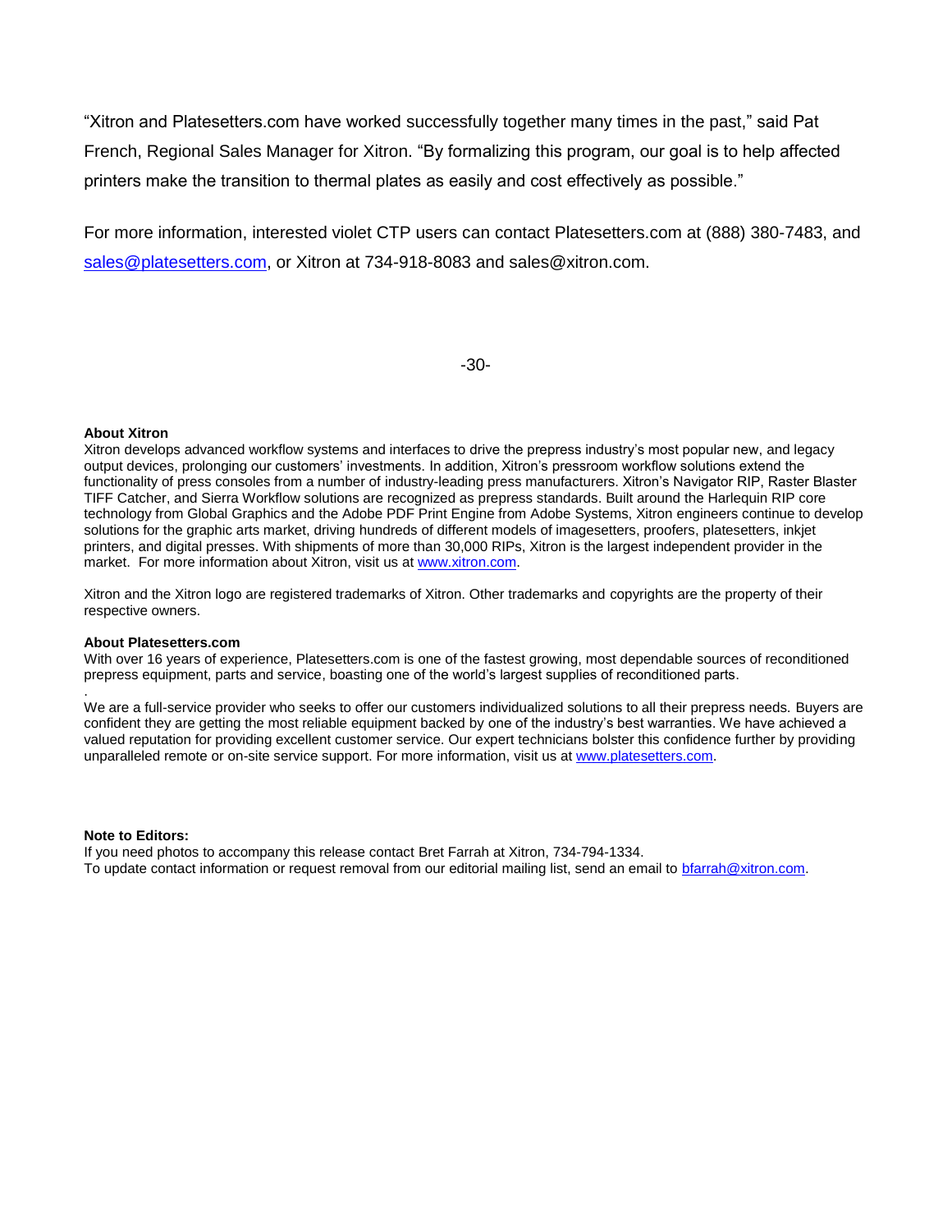"Xitron and Platesetters.com have worked successfully together many times in the past," said Pat French, Regional Sales Manager for Xitron. "By formalizing this program, our goal is to help affected printers make the transition to thermal plates as easily and cost effectively as possible."

For more information, interested violet CTP users can contact Platesetters.com at (888) 380-7483, and sales@platesetters.com, or Xitron at 734-918-8083 and sales@xitron.com.

-30-

**About Xitron**

Xitron develops advanced workflow systems and interfaces to drive the prepress industry's most popular new, and legacy output devices, prolonging our customers' investments. In addition, Xitron's pressroom workflow solutions extend the functionality of press consoles from a number of industry-leading press manufacturers. Xitron's Navigator RIP, Raster Blaster TIFF Catcher, and Sierra Workflow solutions are recognized as prepress standards. Built around the Harlequin RIP core technology from Global Graphics and the Adobe PDF Print Engine from Adobe Systems, Xitron engineers continue to develop solutions for the graphic arts market, driving hundreds of different models of imagesetters, proofers, platesetters, inkjet printers, and digital presses. With shipments of more than 30,000 RIPs, Xitron is the largest independent provider in the market. For more information about Xitron, visit us at www.xitron.com.

Xitron and the Xitron logo are registered trademarks of Xitron. Other trademarks and copyrights are the property of their respective owners.

**About Platesetters.com**

With over 16 years of experience, Platesetters.com is one of the fastest growing, most dependable sources of reconditioned prepress equipment, parts and service, boasting one of the world's largest supplies of reconditioned parts.

.

We are a full-service provider who seeks to offer our customers individualized solutions to all their prepress needs. Buyers are confident they are getting the most reliable equipment backed by one of the industry's best warranties. We have achieved a valued reputation for providing excellent customer service. Our expert technicians bolster this confidence further by providing unparalleled remote or on-site service support. For more information, visit us at www.platesetters.com.

**Note to Editors:**

If you need photos to accompany this release contact Bret Farrah at Xitron, 734-794-1334.
To update contact information or request removal from our editorial mailing list, send an email to bfarrah@xitron.com.